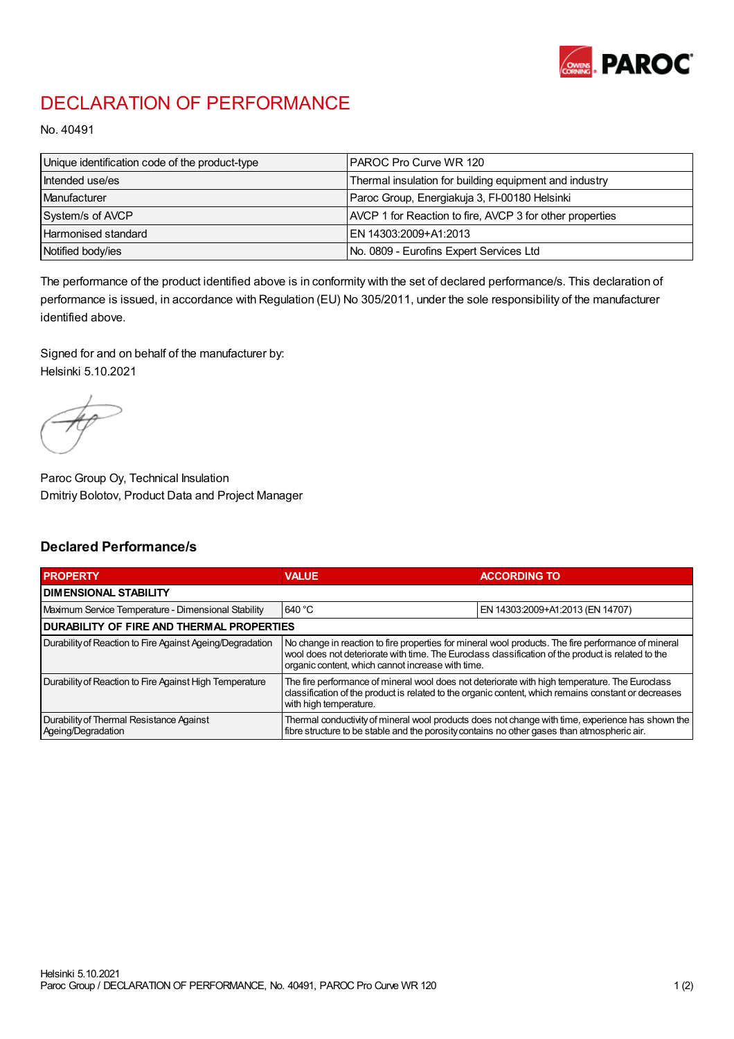# DECLARATION OF PERFORMANCE

No. 40491

| | |
|---|---|
| Unique identification code of the product-type | PAROC Pro Curve WR 120 |
| Intended use/es | Thermal insulation for building equipment and industry |
| Manufacturer | Paroc Group, Energiakuja 3, FI-00180 Helsinki |
| System/s of AVCP | AVCP 1 for Reaction to fire, AVCP 3 for other properties |
| Harmonised standard | EN 14303:2009+A1:2013 |
| Notified body/ies | No. 0809 - Eurofins Expert Services Ltd |

The performance of the product identified above is in conformity with the set of declared performance/s. This declaration of performance is issued, in accordance with Regulation (EU) No 305/2011, under the sole responsibility of the manufacturer identified above.

Signed for and on behalf of the manufacturer by:
Helsinki 5.10.2021

Paroc Group Oy, Technical Insulation
Dmitriy Bolotov, Product Data and Project Manager

## Declared Performance/s

| PROPERTY | VALUE | ACCORDING TO |
|---|---|---|
| **DIMENSIONAL STABILITY** | | |
| Maximum Service Temperature - Dimensional Stability | 640 °C | EN 14303:2009+A1:2013 (EN 14707) |
| **DURABILITY OF FIRE AND THERMAL PROPERTIES** | | |
| Durability of Reaction to Fire Against Ageing/Degradation | No change in reaction to fire properties for mineral wool products. The fire performance of mineral wool does not deteriorate with time. The Euroclass classification of the product is related to the organic content, which cannot increase with time. | |
| Durability of Reaction to Fire Against High Temperature | The fire performance of mineral wool does not deteriorate with high temperature. The Euroclass classification of the product is related to the organic content, which remains constant or decreases with high temperature. | |
| Durability of Thermal Resistance Against Ageing/Degradation | Thermal conductivity of mineral wool products does not change with time, experience has shown the fibre structure to be stable and the porosity contains no other gases than atmospheric air. | |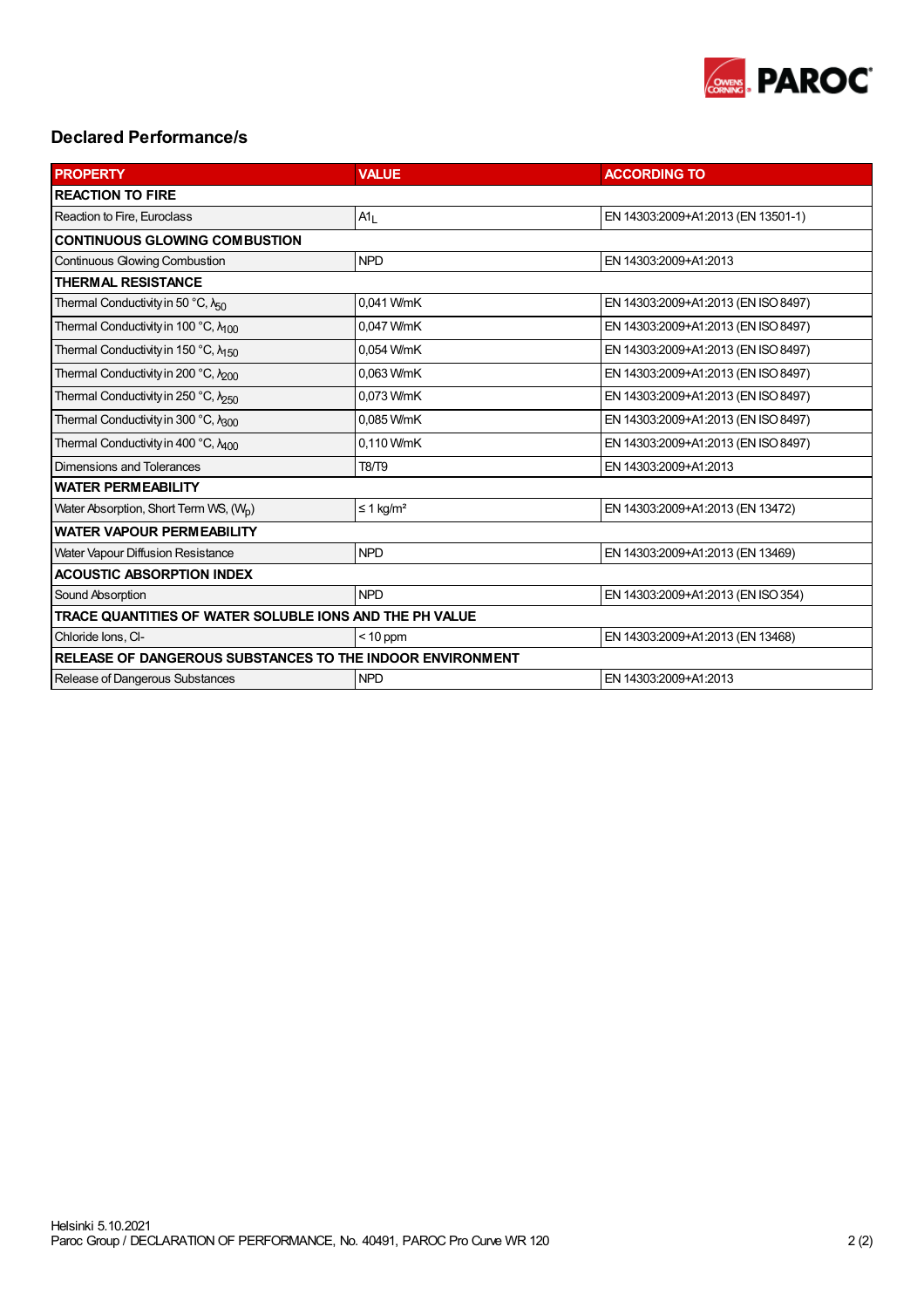## Declared Performance/s

| PROPERTY | VALUE | ACCORDING TO |
|---|---|---|
| **REACTION TO FIRE** | | |
| Reaction to Fire, Euroclass | $A1_L$ | EN 14303:2009+A1:2013 (EN 13501-1) |
| **CONTINUOUS GLOWING COMBUSTION** | | |
| Continuous Glowing Combustion | NPD | EN 14303:2009+A1:2013 |
| **THERMAL RESISTANCE** | | |
| Thermal Conductivity in 50 °C, $\lambda_{50}$ | 0,041 W/mK | EN 14303:2009+A1:2013 (EN ISO 8497) |
| Thermal Conductivity in 100 °C, $\lambda_{100}$ | 0,047 W/mK | EN 14303:2009+A1:2013 (EN ISO 8497) |
| Thermal Conductivity in 150 °C, $\lambda_{150}$ | 0,054 W/mK | EN 14303:2009+A1:2013 (EN ISO 8497) |
| Thermal Conductivity in 200 °C, $\lambda_{200}$ | 0,063 W/mK | EN 14303:2009+A1:2013 (EN ISO 8497) |
| Thermal Conductivity in 250 °C, $\lambda_{250}$ | 0,073 W/mK | EN 14303:2009+A1:2013 (EN ISO 8497) |
| Thermal Conductivity in 300 °C, $\lambda_{300}$ | 0,085 W/mK | EN 14303:2009+A1:2013 (EN ISO 8497) |
| Thermal Conductivity in 400 °C, $\lambda_{400}$ | 0,110 W/mK | EN 14303:2009+A1:2013 (EN ISO 8497) |
| Dimensions and Tolerances | T8/T9 | EN 14303:2009+A1:2013 |
| **WATER PERMEABILITY** | | |
| Water Absorption, Short Term WS, ($W_p$) | ≤ 1 kg/m² | EN 14303:2009+A1:2013 (EN 13472) |
| **WATER VAPOUR PERMEABILITY** | | |
| Water Vapour Diffusion Resistance | NPD | EN 14303:2009+A1:2013 (EN 13469) |
| **ACOUSTIC ABSORPTION INDEX** | | |
| Sound Absorption | NPD | EN 14303:2009+A1:2013 (EN ISO 354) |
| **TRACE QUANTITIES OF WATER SOLUBLE IONS AND THE PH VALUE** | | |
| Chloride Ions, Cl- | < 10 ppm | EN 14303:2009+A1:2013 (EN 13468) |
| **RELEASE OF DANGEROUS SUBSTANCES TO THE INDOOR ENVIRONMENT** | | |
| Release of Dangerous Substances | NPD | EN 14303:2009+A1:2013 |

Helsinki 5.10.2021
Paroc Group / DECLARATION OF PERFORMANCE, No. 40491, PAROC Pro Curve WR 120